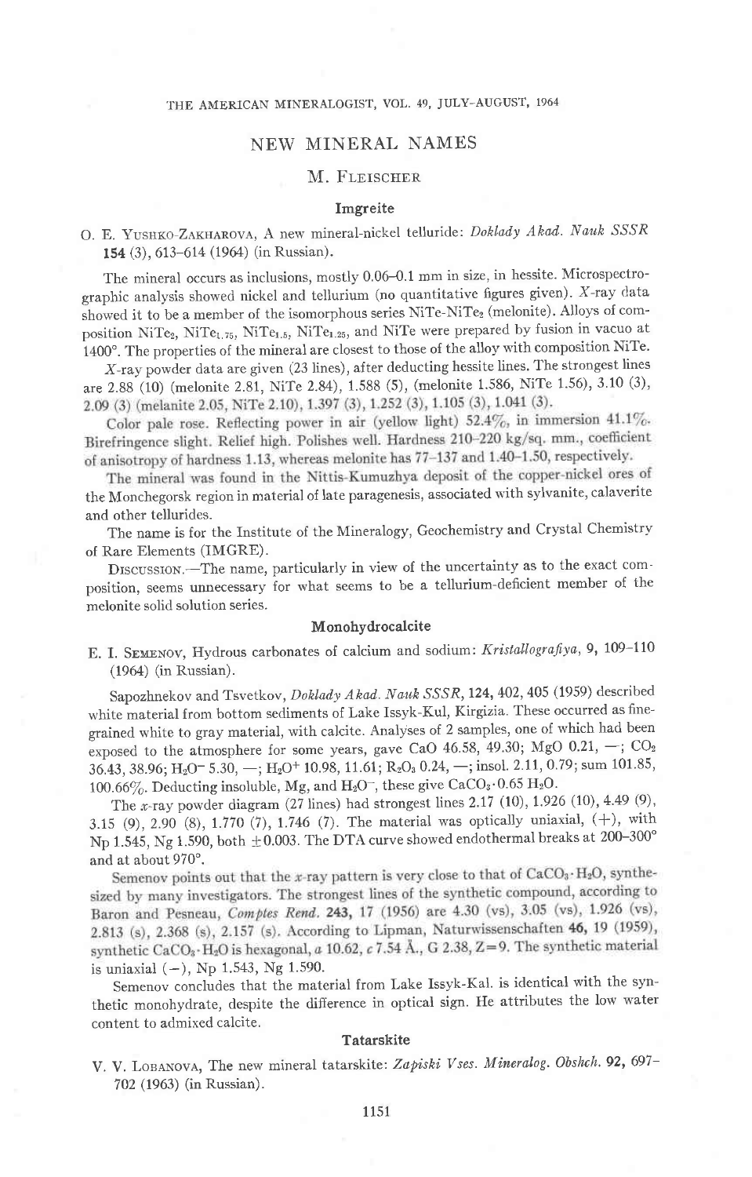# NEW MINERAL NAMES

M. Fleischer

## Imgreite

O. E. Yushko-Zakharova, A new mineral-nickel telluride: *Doklady Akad. Nauk SSSR* **154** (3), 613–614 (1964) (in Russian).

The mineral occurs as inclusions, mostly 0.06–0.1 mm in size, in hessite. Microspectrographic analysis showed nickel and tellurium (no quantitative figures given). X-ray data showed it to be a member of the isomorphous series $NiTe$-$NiTe_2$ (melonite). Alloys of composition $NiTe_2$, $NiTe_{1.75}$, $NiTe_{1.5}$, $NiTe_{1.25}$, and $NiTe$ were prepared by fusion in vacuo at 1400°. The properties of the mineral are closest to those of the alloy with composition $NiTe$.

X-ray powder data are given (23 lines), after deducting hessite lines. The strongest lines are 2.88 (10) (melonite 2.81, NiTe 2.84), 1.588 (5), (melonite 1.586, NiTe 1.56), 3.10 (3), 2.09 (3) (melanite 2.05, NiTe 2.10), 1.397 (3), 1.252 (3), 1.105 (3), 1.041 (3).

Color pale rose. Reflecting power in air (yellow light) 52.4%, in immersion 41.1%. Birefringence slight. Relief high. Polishes well. Hardness 210–220 kg/sq. mm., coefficient of anisotropy of hardness 1.13, whereas melonite has 77–137 and 1.40–1.50, respectively.

The mineral was found in the Nittis-Kumuzhya deposit of the copper-nickel ores of the Monchegorsk region in material of late paragenesis, associated with sylvanite, calaverite and other tellurides.

The name is for the Institute of the Mineralogy, Geochemistry and Crystal Chemistry of Rare Elements (IMGRE).

Discussion.—The name, particularly in view of the uncertainty as to the exact composition, seems unnecessary for what seems to be a tellurium-deficient member of the melonite solid solution series.

## Monohydrocalcite

E. I. Semenov, Hydrous carbonates of calcium and sodium: *Kristallografiya*, **9**, 109–110 (1964) (in Russian).

Sapozhnekov and Tsvetkov, *Doklady Akad. Nauk SSSR*, **124**, 402, 405 (1959) described white material from bottom sediments of Lake Issyk-Kul, Kirgizia. These occurred as fine-grained white to gray material, with calcite. Analyses of 2 samples, one of which had been exposed to the atmosphere for some years, gave CaO 46.58, 49.30; MgO 0.21, —; $CO_2$ 36.43, 38.96; $H_2O^-$ 5.30, —; $H_2O^+$ 10.98, 11.61; $R_2O_3$ 0.24, —; insol. 2.11, 0.79; sum 101.85, 100.66%. Deducting insoluble, Mg, and $H_2O^-$, these give $CaCO_3 \cdot 0.65\, H_2O$.

The x-ray powder diagram (27 lines) had strongest lines 2.17 (10), 1.926 (10), 4.49 (9), 3.15 (9), 2.90 (8), 1.770 (7), 1.746 (7). The material was optically uniaxial, (+), with Np 1.545, Ng 1.590, both ±0.003. The DTA curve showed endothermal breaks at 200–300° and at about 970°.

Semenov points out that the x-ray pattern is very close to that of $CaCO_3 \cdot H_2O$, synthesized by many investigators. The strongest lines of the synthetic compound, according to Baron and Pesneau, *Comptes Rend.* **243**, 17 (1956) are 4.30 (vs), 3.05 (vs), 1.926 (vs), 2.813 (s), 2.368 (s), 2.157 (s). According to Lipman, Naturwissenschaften **46**, 19 (1959), synthetic $CaCO_3 \cdot H_2O$ is hexagonal, $a$ 10.62, $c$ 7.54 Å., G 2.38, Z=9. The synthetic material is uniaxial (−), Np 1.543, Ng 1.590.

Semenov concludes that the material from Lake Issyk-Kal. is identical with the synthetic monohydrate, despite the difference in optical sign. He attributes the low water content to admixed calcite.

## Tatarskite

V. V. Lobanova, The new mineral tatarskite: *Zapiski Vses. Mineralog. Obshch.* **92**, 697–702 (1963) (in Russian).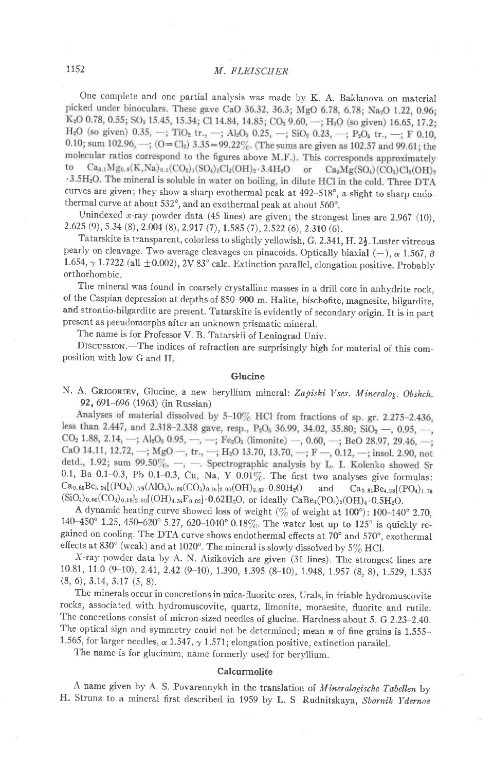One complete and one partial analysis was made by K. A. Baklanova on material picked under binoculars. These gave CaO 36.32, 36.3; MgO 6.78, 6.78; $Na_2O$ 1.22, 0.96; $K_2O$ 0.78, 0.55; $SO_3$ 15.45, 15.34; Cl 14.84, 14.85; $CO_2$ 9.60, —; $H_2O$ (so given) 16.65, 17.2; $H_2O$ (so given) 0.35, —; $TiO_2$ tr., —; $Al_2O_3$ 0.25, —; $SiO_2$ 0.23, —; $P_2O_5$ tr., —; F 0.10, 0.10; sum 102.96, —; ($O=Cl_2$) 3.35 = 99.22%. (The sums are given as 102.57 and 99.61; the molecular ratios correspond to the figures above M.F.). This corresponds approximately to $Ca_{3.1}Mg_{0.8}(K,Na)_{0.1}(CO_3)_1(SO_4)_1Cl_2(OH)_2 \cdot 3.4H_2O$ or $Ca_3Mg(SO_4)(CO_3)Cl_2(OH)_2 \cdot 3.5H_2O$. The mineral is soluble in water on boiling, in dilute HCl in the cold. Three DTA curves are given; they show a sharp exothermal peak at 492–518°, a slight to sharp endothermal curve at about 532°, and an exothermal peak at about 560°.

Unindexed x-ray powder data (45 lines) are given; the strongest lines are 2.967 (10), 2.625 (9), 5.34 (8), 2.004 (8), 2.917 (7), 1.585 (7), 2.522 (6), 2.310 (6).

Tatarskite is transparent, colorless to slightly yellowish, G. 2.341, H. 2½. Luster vitreous pearly on cleavage. Two average cleavages on pinacoids. Optically biaxial (−), $\alpha$ 1.567, $\beta$ 1.654, $\gamma$ 1.7222 (all ±0.002), 2V 83° calc. Extinction parallel, elongation positive. Probably orthorhombic.

The mineral was found in coarsely crystalline masses in a drill core in anhydrite rock, of the Caspian depression at depths of 850–900 m. Halite, bischofite, magnesite, hilgardite, and strontio-hilgardite are present. Tatarskite is evidently of secondary origin. It is in part present as pseudomorphs after an unknown prismatic mineral.

The name is for Professor V. B. Tatarskii of Leningrad Univ.

Discussion.—The indices of refraction are surprisingly high for material of this composition with low G and H.

## Glucine

N. A. Grigor'ev, Glucine, a new beryllium mineral: *Zapiski Vses. Mineralog. Obshch.* **92**, 691–696 (1963) (in Russian)

Analyses of material dissolved by 5–10% HCl from fractions of sp. gr. 2.275–2.436, less than 2.447, and 2.318–2.338 gave, resp., $P_2O_5$ 36.99, 34.02, 35.80; $SiO_2$ —, 0.95, —, $CO_2$ 1.88, 2.14, —; $Al_2O_3$ 0.95, —, —; $Fe_2O_3$ (limonite) —, 0.60, —; BeO 28.97, 29.46, —; CaO 14.11, 12.72, —; MgO —, tr., —; $H_2O$ 13.70, 13.70, —; F —, 0.12, —; insol. 2.90, not detd., 1.92; sum 99.50%, —, —. Spectrographic analysis by L. I. Kolenko showed Sr 0.1, Ba 0.1–0.3, Pb 0.1–0.3, Cu, Na, Y 0.01%. The first two analyses give formulas: $Ca_{0.86}Be_{3.94}[(PO_4)_{1.79}(AlO_4)_{0.06}(CO_3)_{0.15}]_{2.00}(OH)_{3.63} \cdot 0.80H_2O$ and $Ca_{0.84}Be_{4.28}[(PO_4)_{1.76}(SiO_4)_{0.06}(CO_3)_{0.18}]_{2.00}[(OH)_{4.34}F_{0.02}] \cdot 0.62H_2O$, or ideally $CaBe_4(PO_4)_2(OH)_4 \cdot 0.5H_2O$.

A dynamic heating curve showed loss of weight (% of weight at 100°): 100–140° 2.70, 140–450° 1.25, 450–620° 5.27, 620–1040° 0.18%. The water lost up to 125° is quickly regained on cooling. The DTA curve shows endothermal effects at 70° and 570°, exothermal effects at 830° (weak) and at 1020°. The mineral is slowly dissolved by 5% HCl.

X-ray powder data by A. N. Aizikovich are given (31 lines). The strongest lines are 10.81, 11.0 (9–10), 2.41, 2.42 (9–10), 1.390, 1.395 (8–10), 1.948, 1.957 (8, 8), 1.529, 1.535 (8, 6), 3.14, 3.17 (5, 8).

The minerals occur in concretions in mica-fluorite ores, Urals, in friable hydromuscovite rocks, associated with hydromuscovite, quartz, limonite, moraesite, fluorite and rutile. The concretions consist of micron-sized needles of glucine. Hardness about 5. G 2.23–2.40. The optical sign and symmetry could not be determined; mean n of fine grains is 1.555–1.565, for larger needles, $\alpha$ 1.547, $\gamma$ 1.571; elongation positive, extinction parallel.

The name is for glucinum, name formerly used for beryllium.

## Calcurmolite

A name given by A. S. Povarennykh in the translation of *Mineralogische Tabellen* by H. Strunz to a mineral first described in 1959 by L. S Rudnitskaya, *Sbornik Ydernoe*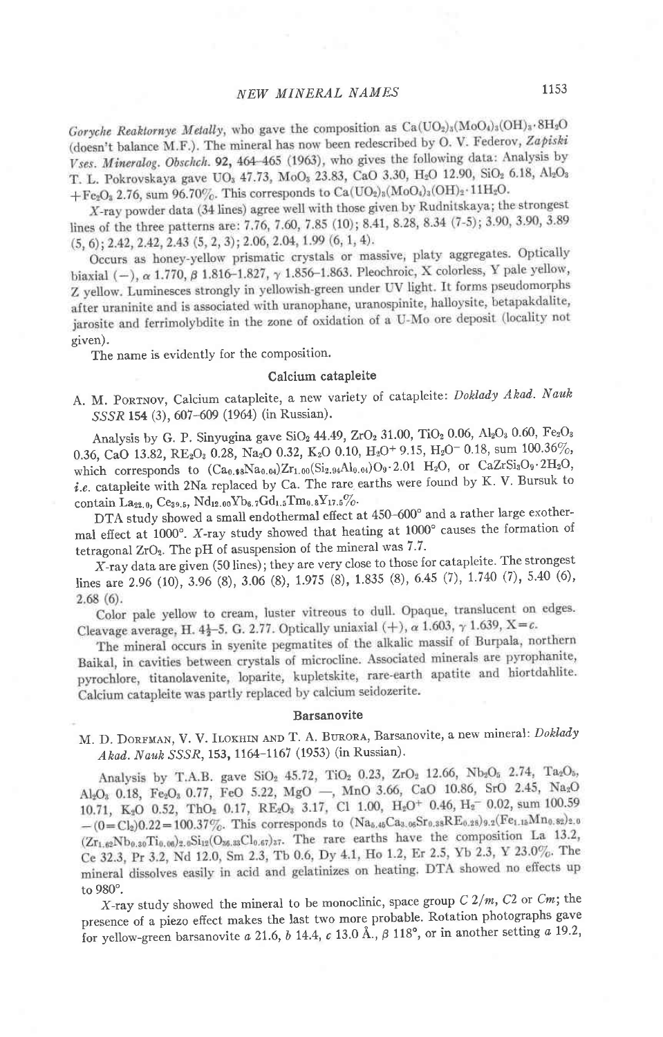*Goryche Reaktornye Metally*, who gave the composition as $Ca(UO_2)_3(MoO_4)_3(OH)_8 \cdot 8H_2O$ (doesn't balance M.F.). The mineral has now been redescribed by O. V. Federov, *Zapiski Vses. Mineralog. Obschch.* **92**, 464–465 (1963), who gives the following data: Analysis by T. L. Pokrovskaya gave $UO_3$ 47.73, $MoO_3$ 23.83, CaO 3.30, $H_2O$ 12.90, $SiO_2$ 6.18, $Al_2O_3$ + $Fe_2O_3$ 2.76, sum 96.70%. This corresponds to $Ca(UO_2)_3(MoO_4)_3(OH)_2 \cdot 11H_2O$.

*X*-ray powder data (34 lines) agree well with those given by Rudnitskaya; the strongest lines of the three patterns are: 7.76, 7.60, 7.85 (10); 8.41, 8.28, 8.34 (7-5); 3.90, 3.90, 3.89 (5, 6); 2.42, 2.42, 2.43 (5, 2, 3); 2.06, 2.04, 1.99 (6, 1, 4).

Occurs as honey-yellow prismatic crystals or massive, platy aggregates. Optically biaxial (−), α 1.770, β 1.816–1.827, γ 1.856–1.863. Pleochroic, X colorless, Y pale yellow, Z yellow. Luminesces strongly in yellowish-green under UV light. It forms pseudomorphs after uraninite and is associated with uranophane, uranospinite, halloysite, betapakdalite, jarosite and ferrimolybdite in the zone of oxidation of a U-Mo ore deposit (locality not given).

The name is evidently for the composition.

## Calcium catapleite

A. M. Portnov, Calcium catapleite, a new variety of catapleite: *Doklady Akad. Nauk SSSR* **154** (3), 607–609 (1964) (in Russian).

Analysis by G. P. Sinyugina gave $SiO_2$ 44.49, $ZrO_2$ 31.00, $TiO_2$ 0.06, $Al_2O_3$ 0.60, $Fe_2O_3$ 0.36, CaO 13.82, $RE_2O_3$ 0.28, $Na_2O$ 0.32, $K_2O$ 0.10, $H_2O^+$ 9.15, $H_2O^-$ 0.18, sum 100.36%, which corresponds to $(Ca_{0.98}Na_{0.04})Zr_{1.00}(Si_{2.94}Al_{0.04})O_9 \cdot 2.01\ H_2O$, or $CaZrSi_3O_9 \cdot 2H_2O$, *i.e.* catapleite with 2Na replaced by Ca. The rare earths were found by K. V. Bursuk to contain $La_{22.0}$, $Ce_{39.5}$, $Nd_{12.00}Yb_{6.7}Gd_{1.5}Tm_{0.8}Y_{17.5}\%$.

DTA study showed a small endothermal effect at 450–600° and a rather large exothermal effect at 1000°. *X*-ray study showed that heating at 1000° causes the formation of tetragonal $ZrO_2$. The pH of asuspension of the mineral was 7.7.

*X*-ray data are given (50 lines); they are very close to those for catapleite. The strongest lines are 2.96 (10), 3.96 (8), 3.06 (8), 1.975 (8), 1.835 (8), 6.45 (7), 1.740 (7), 5.40 (6), 2.68 (6).

Color pale yellow to cream, luster vitreous to dull. Opaque, translucent on edges. Cleavage average, H. 4½–5. G. 2.77. Optically uniaxial (+), α 1.603, γ 1.639, X=*c*.

The mineral occurs in syenite pegmatites of the alkalic massif of Burpala, northern Baikal, in cavities between crystals of microcline. Associated minerals are pyrophanite, pyrochlore, titanolavenite, loparite, kupletskite, rare-earth apatite and hiortdahlite. Calcium catapleite was partly replaced by calcium seidozerite.

## Barsanovite

M. D. Dorfman, V. V. Ilokhin and T. A. Burora, Barsanovite, a new mineral: *Doklady Akad. Nauk SSSR*, **153**, 1164–1167 (1953) (in Russian).

Analysis by T.A.B. gave $SiO_2$ 45.72, $TiO_2$ 0.23, $ZrO_2$ 12.66, $Nb_2O_5$ 2.74, $Ta_2O_5$, $Al_2O_3$ 0.18, $Fe_2O_3$ 0.77, FeO 5.22, MgO —, MnO 3.66, CaO 10.86, SrO 2.45, $Na_2O$ 10.71, $K_2O$ 0.52, $ThO_2$ 0.17, $RE_2O_3$ 3.17, Cl 1.00, $H_2O^+$ 0.46, $H_2^-$ 0.02, sum 100.59 − (O=$Cl_2$)0.22=100.37%. This corresponds to $(Na_{5.46}Ca_{3.06}Sr_{0.38}RE_{0.28})_{9.2}(Fe_{1.15}Mn_{0.82})_{2.0}$ $(Zr_{1.62}Nb_{0.30}Ti_{0.06})_{2.0}Si_{12}(O_{36.33}Cl_{0.67})_{37}$. The rare earths have the composition La 13.2, Ce 32.3, Pr 3.2, Nd 12.0, Sm 2.3, Tb 0.6, Dy 4.1, Ho 1.2, Er 2.5, Yb 2.3, Y 23.0%. The mineral dissolves easily in acid and gelatinizes on heating. DTA showed no effects up to 980°.

*X*-ray study showed the mineral to be monoclinic, space group *C* 2/*m*, *C*2 or *Cm*; the presence of a piezo effect makes the last two more probable. Rotation photographs gave for yellow-green barsanovite *a* 21.6, *b* 14.4, *c* 13.0 Å., β 118°, or in another setting *a* 19.2,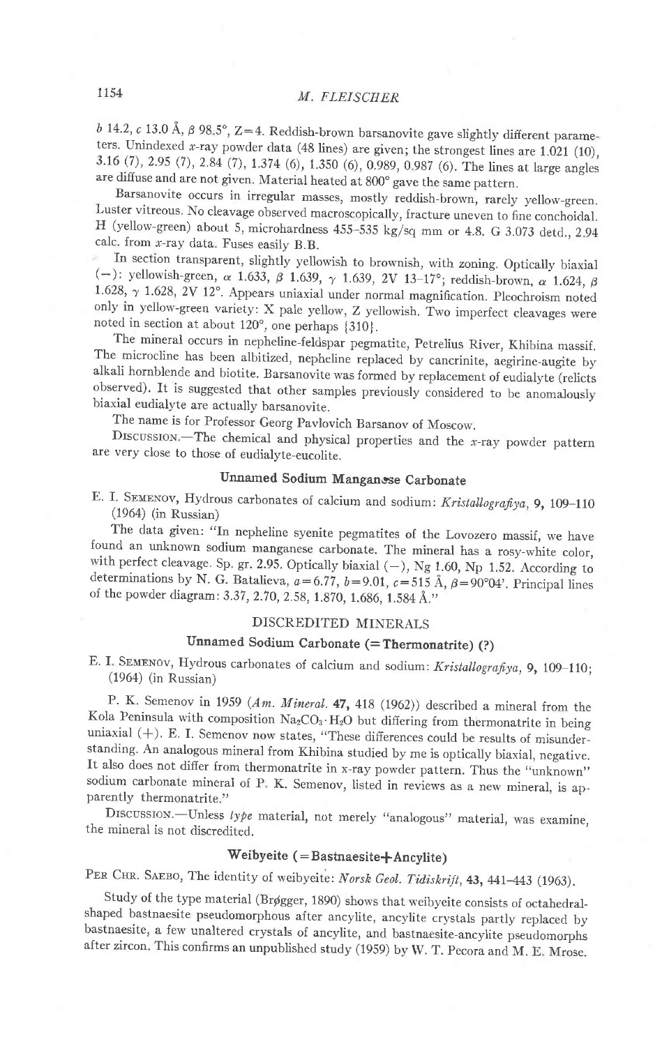*b* 14.2, *c* 13.0 Å, β 98.5°, Z=4. Reddish-brown barsanovite gave slightly different parameters. Unindexed *x*-ray powder data (48 lines) are given; the strongest lines are 1.021 (10), 3.16 (7), 2.95 (7), 2.84 (7), 1.374 (6), 1.350 (6), 0.989, 0.987 (6). The lines at large angles are diffuse and are not given. Material heated at 800° gave the same pattern.

Barsanovite occurs in irregular masses, mostly reddish-brown, rarely yellow-green. Luster vitreous. No cleavage observed macroscopically, fracture uneven to fine conchoidal. H (yellow-green) about 5, microhardness 455–535 kg/sq mm or 4.8. G 3.073 detd., 2.94 calc. from *x*-ray data. Fuses easily B.B.

In section transparent, slightly yellowish to brownish, with zoning. Optically biaxial (−): yellowish-green, α 1.633, β 1.639, γ 1.639, 2V 13–17°; reddish-brown, α 1.624, β 1.628, γ 1.628, 2V 12°. Appears uniaxial under normal magnification. Pleochroism noted only in yellow-green variety: X pale yellow, Z yellowish. Two imperfect cleavages were noted in section at about 120°, one perhaps {310}.

The mineral occurs in nepheline-feldspar pegmatite, Petrelius River, Khibina massif. The microcline has been albitized, nepheline replaced by cancrinite, aegirine-augite by alkali hornblende and biotite. Barsanovite was formed by replacement of eudialyte (relicts observed). It is suggested that other samples previously considered to be anomalously biaxial eudialyte are actually barsanovite.

The name is for Professor Georg Pavlovich Barsanov of Moscow.

Discussion.—The chemical and physical properties and the *x*-ray powder pattern are very close to those of eudialyte-eucolite.

### Unnamed Sodium Manganese Carbonate

E. I. Semenov, Hydrous carbonates of calcium and sodium: *Kristallografiya*, **9**, 109–110 (1964) (in Russian)

The data given: "In nepheline syenite pegmatites of the Lovozero massif, we have found an unknown sodium manganese carbonate. The mineral has a rosy-white color, with perfect cleavage. Sp. gr. 2.95. Optically biaxial (−), Ng 1.60, Np 1.52. According to determinations by N. G. Batalieva, *a*=6.77, *b*=9.01, *c*=515 Å, β=90°04'. Principal lines of the powder diagram: 3.37, 2.70, 2.58, 1.870, 1.686, 1.584 Å."

## DISCREDITED MINERALS

### Unnamed Sodium Carbonate (=Thermonatrite) (?)

E. I. Semenov, Hydrous carbonates of calcium and sodium: *Kristallografiya*, **9**, 109–110; (1964) (in Russian)

P. K. Semenov in 1959 (*Am. Mineral.* **47,** 418 (1962)) described a mineral from the Kola Peninsula with composition $Na_2CO_3 \cdot H_2O$ but differing from thermonatrite in being uniaxial (+). E. I. Semenov now states, "These differences could be results of misunderstanding. An analogous mineral from Khibina studied by me is optically biaxial, negative. It also does not differ from thermonatrite in x-ray powder pattern. Thus the "unknown" sodium carbonate mineral of P. K. Semenov, listed in reviews as a new mineral, is apparently thermonatrite."

Discussion.—Unless *type* material, not merely "analogous" material, was examine, the mineral is not discredited.

### Weibyeite (=Bastnaesite+Ancylite)

Per Chr. Saebo, The identity of weibyeite: *Norsk Geol. Tidiskrift*, **43,** 441–443 (1963).

Study of the type material (Brøgger, 1890) shows that weibyeite consists of octahedral-shaped bastnaesite pseudomorphous after ancylite, ancylite crystals partly replaced by bastnaesite, a few unaltered crystals of ancylite, and bastnaesite-ancylite pseudomorphs after zircon. This confirms an unpublished study (1959) by W. T. Pecora and M. E. Mrose.